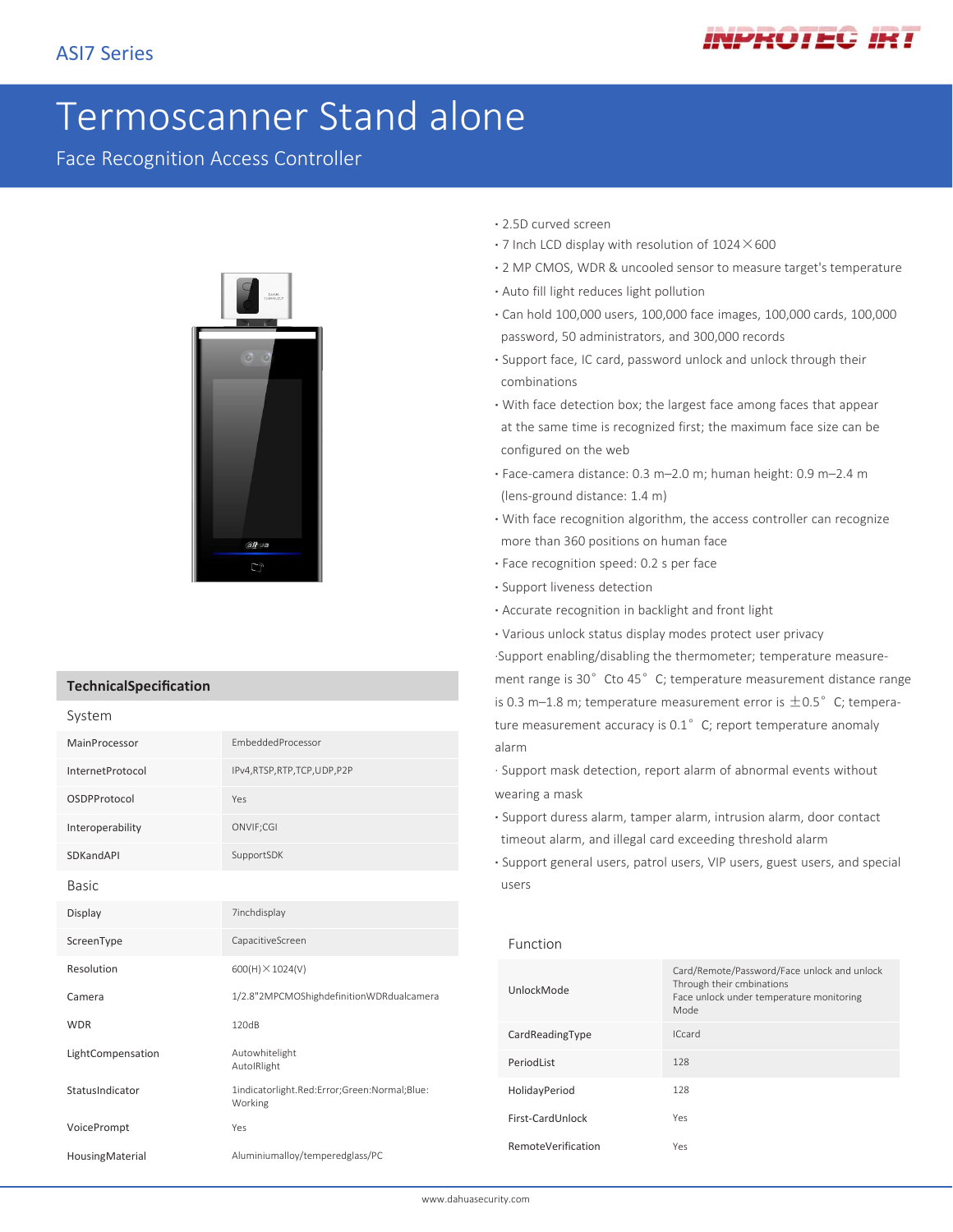ASI7 Series

# Termoscanner Stand alone

## Face Recognition Access Controller

- 2.5D curved screen
- 7 Inch LCD display with resolution of 1024×600
- 2 MP CMOS, WDR & uncooled sensor to measure target's temperature
- Auto fill light reduces light pollution
- Can hold 100,000 users, 100,000 face images, 100,000 cards, 100,000 password, 50 administrators, and 300,000 records
- Support face, IC card, password unlock and unlock through their combinations
- With face detection box; the largest face among faces that appear at the same time is recognized first; the maximum face size can be configured on the web
- Face-camera distance: 0.3 m–2.0 m; human height: 0.9 m–2.4 m (lens-ground distance: 1.4 m)
- With face recognition algorithm, the access controller can recognize more than 360 positions on human face
- Face recognition speed: 0.2 s per face
- Support liveness detection
- Accurate recognition in backlight and front light
- Various unlock status display modes protect user privacy
- Support enabling/disabling the thermometer; temperature measurement range is 30° Cto 45° C; temperature measurement distance range is 0.3 m–1.8 m; temperature measurement error is ±0.5° C; temperature measurement accuracy is 0.1° C; report temperature anomaly alarm
- Support mask detection, report alarm of abnormal events without wearing a mask
- Support duress alarm, tamper alarm, intrusion alarm, door contact timeout alarm, and illegal card exceeding threshold alarm
- Support general users, patrol users, VIP users, guest users, and special users

## TechnicalSpecification

### System

| | |
|---|---|
| MainProcessor | EmbeddedProcessor |
| InternetProtocol | IPv4,RTSP,RTP,TCP,UDP,P2P |
| OSDPProtocol | Yes |
| Interoperability | ONVIF;CGI |
| SDKandAPI | SupportSDK |

### Basic

| | |
|---|---|
| Display | 7inchdisplay |
| ScreenType | CapacitiveScreen |
| Resolution | 600(H)×1024(V) |
| Camera | 1/2.8"2MPCMOShighdefinitionWDRdualcamera |
| WDR | 120dB |
| LightCompensation | Autowhitelight<br>AutoIRlight |
| StatusIndicator | 1indicatorlight.Red:Error;Green:Normal;Blue:Working |
| VoicePrompt | Yes |
| HousingMaterial | Aluminiumalloy/temperedglass/PC |

### Function

| | |
|---|---|
| UnlockMode | Card/Remote/Password/Face unlock and unlock Through their cmbinations<br>Face unlock under temperature monitoring Mode |
| CardReadingType | ICcard |
| PeriodList | 128 |
| HolidayPeriod | 128 |
| First-CardUnlock | Yes |
| RemoteVerification | Yes |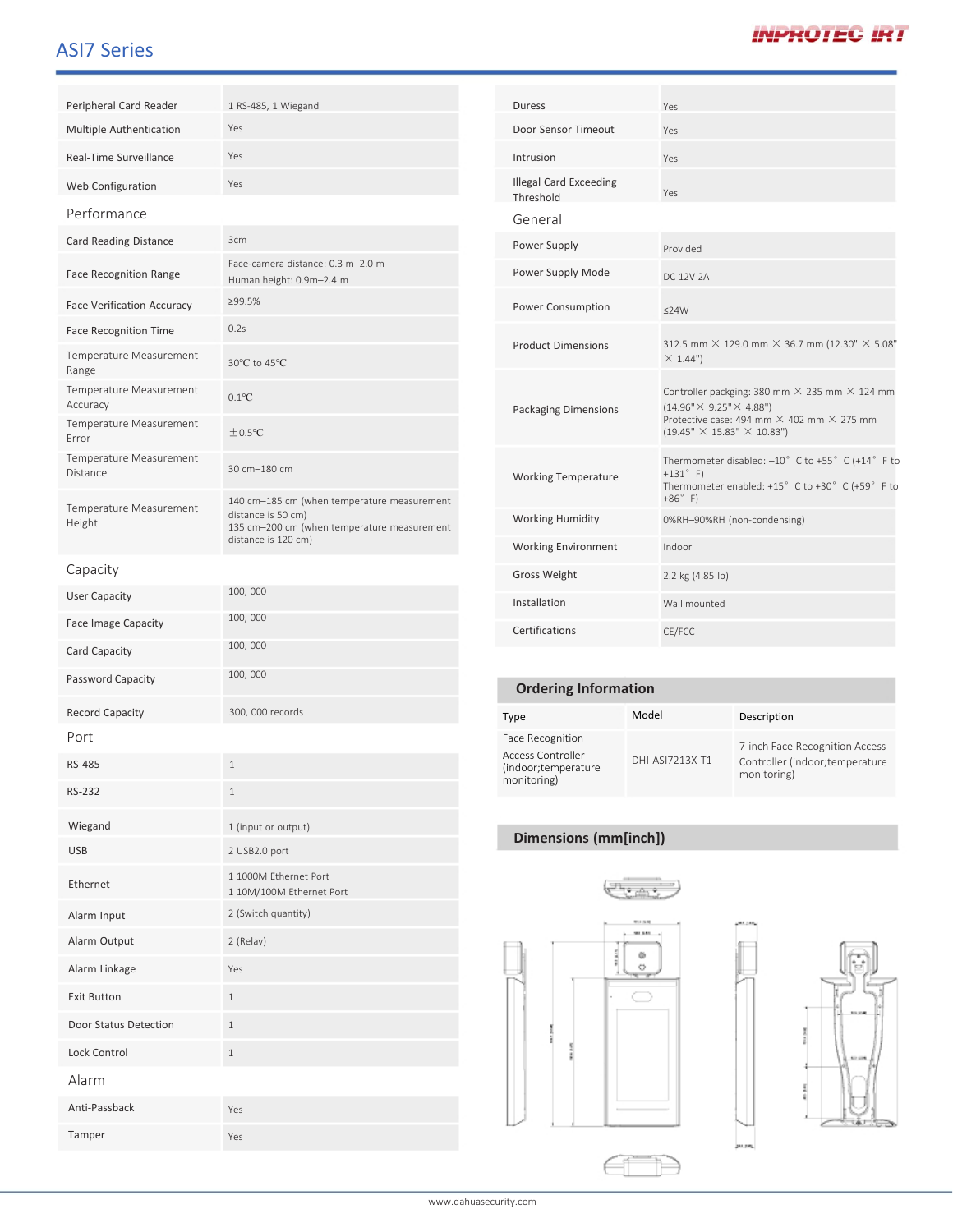## ASI7 Series

| | |
|---|---|
| Peripheral Card Reader | 1 RS-485, 1 Wiegand |
| Multiple Authentication | Yes |
| Real-Time Surveillance | Yes |
| Web Configuration | Yes |

### Performance

| | |
|---|---|
| Card Reading Distance | 3cm |
| Face Recognition Range | Face-camera distance: 0.3 m–2.0 m<br>Human height: 0.9m–2.4 m |
| Face Verification Accuracy | ≥99.5% |
| Face Recognition Time | 0.2s |
| Temperature Measurement Range | 30℃ to 45℃ |
| Temperature Measurement Accuracy | 0.1℃ |
| Temperature Measurement Error | ±0.5℃ |
| Temperature Measurement Distance | 30 cm–180 cm |
| Temperature Measurement Height | 140 cm–185 cm (when temperature measurement distance is 50 cm)<br>135 cm–200 cm (when temperature measurement distance is 120 cm) |

### Capacity

| | |
|---|---|
| User Capacity | 100, 000 |
| Face Image Capacity | 100, 000 |
| Card Capacity | 100, 000 |
| Password Capacity | 100, 000 |
| Record Capacity | 300, 000 records |

### Port

| | |
|---|---|
| RS-485 | 1 |
| RS-232 | 1 |
| Wiegand | 1 (input or output) |
| USB | 2 USB2.0 port |
| Ethernet | 1 1000M Ethernet Port<br>1 10M/100M Ethernet Port |
| Alarm Input | 2 (Switch quantity) |
| Alarm Output | 2 (Relay) |
| Alarm Linkage | Yes |
| Exit Button | 1 |
| Door Status Detection | 1 |
| Lock Control | 1 |

### Alarm

| | |
|---|---|
| Anti-Passback | Yes |
| Tamper | Yes |
| Duress | Yes |
| Door Sensor Timeout | Yes |
| Intrusion | Yes |
| Illegal Card Exceeding Threshold | Yes |

### General

| | |
|---|---|
| Power Supply | Provided |
| Power Supply Mode | DC 12V 2A |
| Power Consumption | ≤24W |
| Product Dimensions | 312.5 mm × 129.0 mm × 36.7 mm (12.30" × 5.08" × 1.44") |
| Packaging Dimensions | Controller packging: 380 mm × 235 mm × 124 mm (14.96"× 9.25"× 4.88")<br>Protective case: 494 mm × 402 mm × 275 mm (19.45" × 15.83" × 10.83") |
| Working Temperature | Thermometer disabled: –10° C to +55° C (+14° F to +131° F)<br>Thermometer enabled: +15° C to +30° C (+59° F to +86° F) |
| Working Humidity | 0%RH–90%RH (non-condensing) |
| Working Environment | Indoor |
| Gross Weight | 2.2 kg (4.85 lb) |
| Installation | Wall mounted |
| Certifications | CE/FCC |

## Ordering Information

| Type | Model | Description |
|---|---|---|
| Face Recognition Access Controller (indoor;temperature monitoring) | DHI-ASI7213X-T1 | 7-inch Face Recognition Access Controller (indoor;temperature monitoring) |

## Dimensions (mm[inch])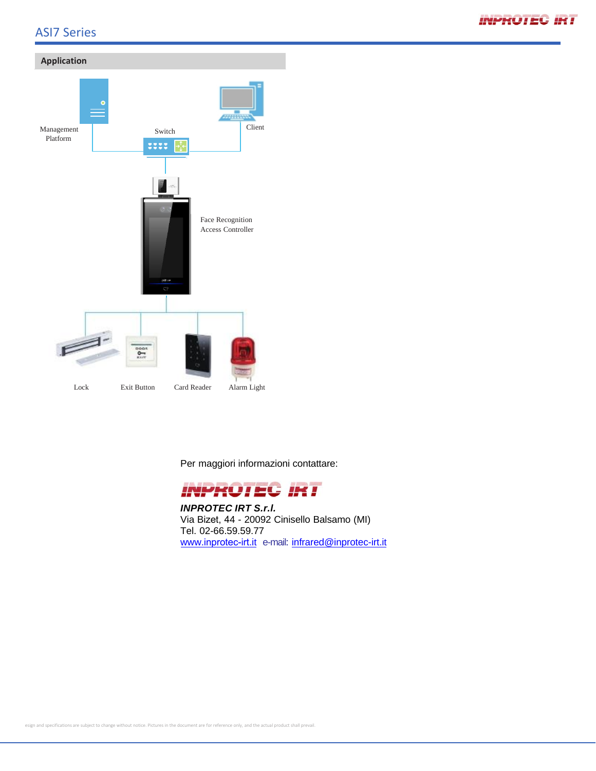## Application

Management Platform

Switch

Client

Face Recognition Access Controller

Lock

Exit Button

Card Reader

Alarm Light

Per maggiori informazioni contattare:

INPROTEC IRT

***INPROTEC IRT S.r.l.***
Via Bizet, 44 - 20092 Cinisello Balsamo (MI)
Tel. 02-66.59.59.77
www.inprotec-irt.it  e-mail: infrared@inprotec-irt.it

esign and specifications are subject to change without notice. Pictures in the document are for reference only, and the actual product shall prevail.